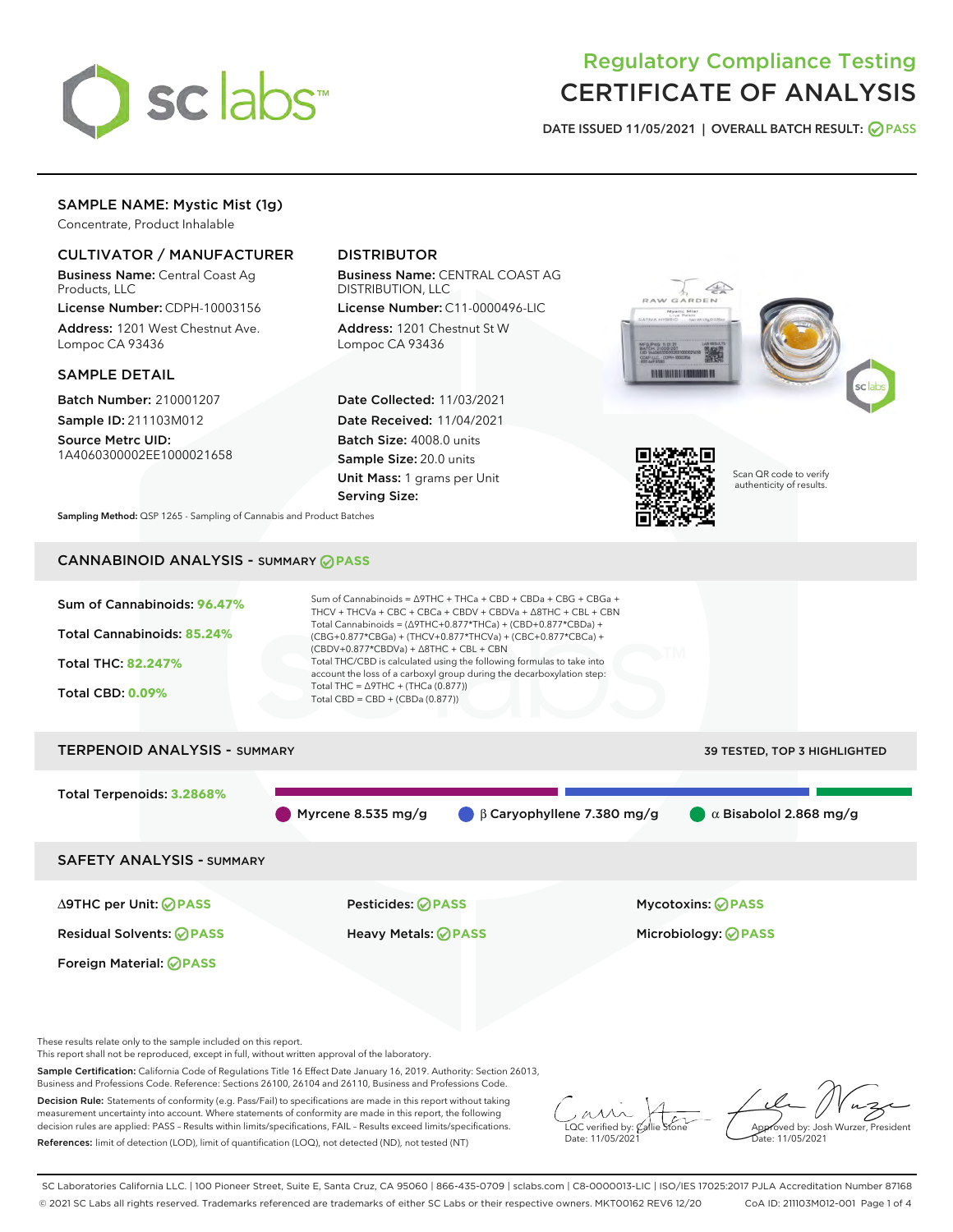# Regulatory Compliance Testing
# CERTIFICATE OF ANALYSIS

DATE ISSUED 11/05/2021 | OVERALL BATCH RESULT: PASS

## SAMPLE NAME: Mystic Mist (1g)

Concentrate, Product Inhalable

### CULTIVATOR / MANUFACTURER

**Business Name:** Central Coast Ag Products, LLC

**License Number:** CDPH-10003156

**Address:** 1201 West Chestnut Ave. Lompoc CA 93436

### DISTRIBUTOR

**Business Name:** CENTRAL COAST AG DISTRIBUTION, LLC

**License Number:** C11-0000496-LIC

**Address:** 1201 Chestnut St W Lompoc CA 93436

### SAMPLE DETAIL

**Batch Number:** 210001207

**Sample ID:** 211103M012

**Source Metrc UID:** 1A4060300002EE1000021658

**Date Collected:** 11/03/2021

**Date Received:** 11/04/2021

**Batch Size:** 4008.0 units

**Sample Size:** 20.0 units

**Unit Mass:** 1 grams per Unit

**Serving Size:**

Scan QR code to verify authenticity of results.

**Sampling Method:** QSP 1265 - Sampling of Cannabis and Product Batches

## CANNABINOID ANALYSIS - SUMMARY PASS

Sum of Cannabinoids: **96.47%**

Total Cannabinoids: **85.24%**

Total THC: **82.247%**

Total CBD: **0.09%**

Sum of Cannabinoids = Δ9THC + THCa + CBD + CBDa + CBG + CBGa + THCV + THCVa + CBC + CBCa + CBDV + CBDVa + Δ8THC + CBL + CBN

Total Cannabinoids = (Δ9THC+0.877*THCa) + (CBD+0.877*CBDa) + (CBG+0.877*CBGa) + (THCV+0.877*THCVa) + (CBC+0.877*CBCa) + (CBDV+0.877*CBDVa) + Δ8THC + CBL + CBN

Total THC/CBD is calculated using the following formulas to take into account the loss of a carboxyl group during the decarboxylation step:

Total THC = Δ9THC + (THCa (0.877))

Total CBD = CBD + (CBDa (0.877))

## TERPENOID ANALYSIS - SUMMARY

39 TESTED, TOP 3 HIGHLIGHTED

Total Terpenoids: **3.2868%**

Myrcene 8.535 mg/g | β Caryophyllene 7.380 mg/g | α Bisabolol 2.868 mg/g

## SAFETY ANALYSIS - SUMMARY

| | | |
|---|---|---|
| Δ9THC per Unit: PASS | Pesticides: PASS | Mycotoxins: PASS |
| Residual Solvents: PASS | Heavy Metals: PASS | Microbiology: PASS |
| Foreign Material: PASS | | |

These results relate only to the sample included on this report.

This report shall not be reproduced, except in full, without written approval of the laboratory.

**Sample Certification:** California Code of Regulations Title 16 Effect Date January 16, 2019. Authority: Section 26013, Business and Professions Code. Reference: Sections 26100, 26104 and 26110, Business and Professions Code.

**Decision Rule:** Statements of conformity (e.g. Pass/Fail) to specifications are made in this report without taking measurement uncertainty into account. Where statements of conformity are made in this report, the following decision rules are applied: PASS – Results within limits/specifications, FAIL – Results exceed limits/specifications.

**References:** limit of detection (LOD), limit of quantification (LOQ), not detected (ND), not tested (NT)

LQC verified by: Callie Stone
Date: 11/05/2021

Approved by: Josh Wurzer, President
Date: 11/05/2021

SC Laboratories California LLC. | 100 Pioneer Street, Suite E, Santa Cruz, CA 95060 | 866-435-0709 | sclabs.com | C8-0000013-LIC | ISO/IES 17025:2017 PJLA Accreditation Number 87168

© 2021 SC Labs all rights reserved. Trademarks referenced are trademarks of either SC Labs or their respective owners. MKT00162 REV6 12/20 CoA ID: 211103M012-001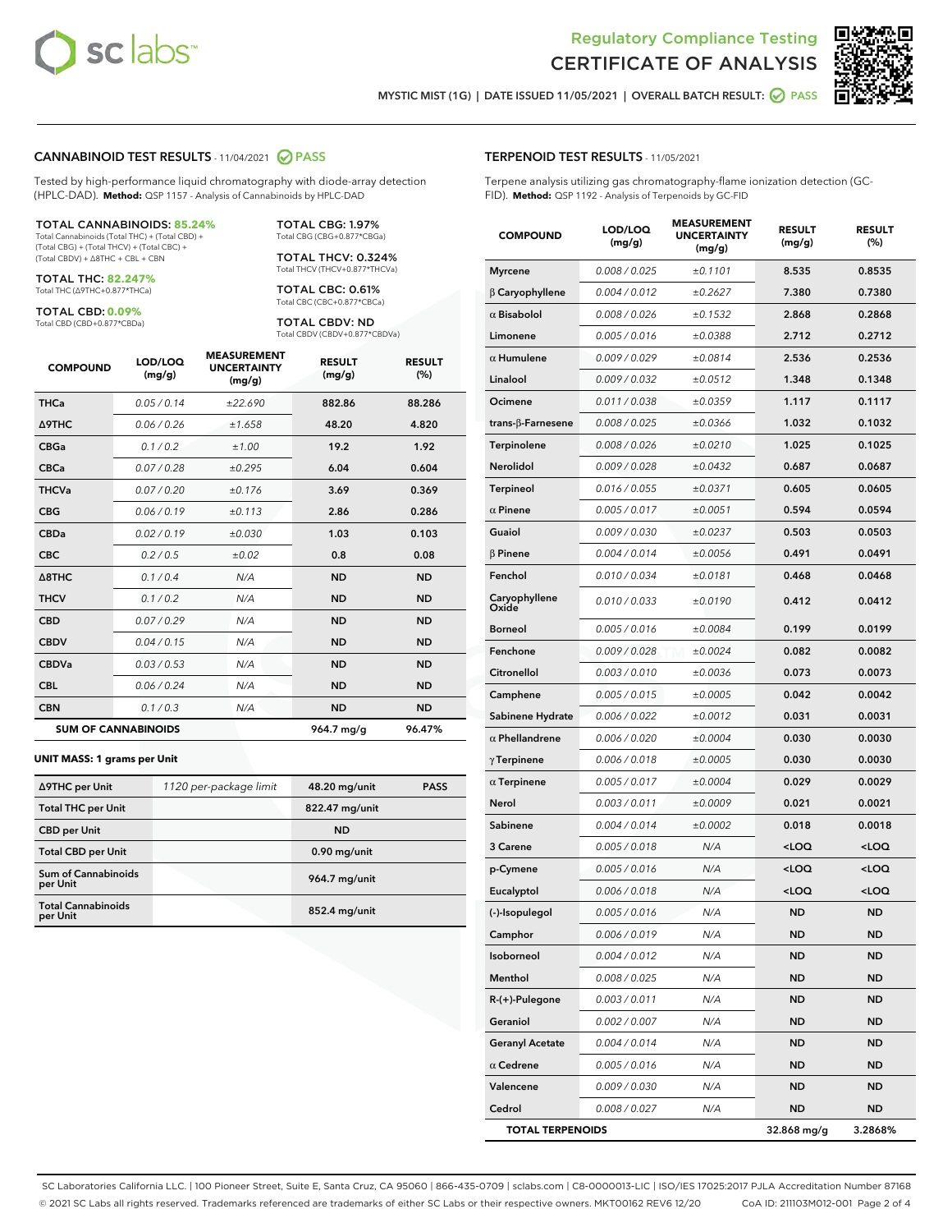Regulatory Compliance Testing
CERTIFICATE OF ANALYSIS

MYSTIC MIST (1G) | DATE ISSUED 11/05/2021 | OVERALL BATCH RESULT: PASS

## CANNABINOID TEST RESULTS - 11/04/2021 PASS

Tested by high-performance liquid chromatography with diode-array detection (HPLC-DAD). **Method:** QSP 1157 - Analysis of Cannabinoids by HPLC-DAD

**TOTAL CANNABINOIDS: 85.24%**
Total Cannabinoids (Total THC) + (Total CBD) + (Total CBG) + (Total THCV) + (Total CBC) + (Total CBDV) + Δ8THC + CBL + CBN

**TOTAL THC: 82.247%**
Total THC (Δ9THC+0.877*THCa)

**TOTAL CBD: 0.09%**
Total CBD (CBD+0.877*CBDa)

**TOTAL CBG: 1.97%**
Total CBG (CBG+0.877*CBGa)

**TOTAL THCV: 0.324%**
Total THCV (THCV+0.877*THCVa)

**TOTAL CBC: 0.61%**
Total CBC (CBC+0.877*CBCa)

**TOTAL CBDV: ND**
Total CBDV (CBDV+0.877*CBDVa)

| COMPOUND | LOD/LOQ (mg/g) | MEASUREMENT UNCERTAINTY (mg/g) | RESULT (mg/g) | RESULT (%) |
|---|---|---|---|---|
| THCa | 0.05 / 0.14 | ±22.690 | 882.86 | 88.286 |
| Δ9THC | 0.06 / 0.26 | ±1.658 | 48.20 | 4.820 |
| CBGa | 0.1 / 0.2 | ±1.00 | 19.2 | 1.92 |
| CBCa | 0.07 / 0.28 | ±0.295 | 6.04 | 0.604 |
| THCVa | 0.07 / 0.20 | ±0.176 | 3.69 | 0.369 |
| CBG | 0.06 / 0.19 | ±0.113 | 2.86 | 0.286 |
| CBDa | 0.02 / 0.19 | ±0.030 | 1.03 | 0.103 |
| CBC | 0.2 / 0.5 | ±0.02 | 0.8 | 0.08 |
| Δ8THC | 0.1 / 0.4 | N/A | ND | ND |
| THCV | 0.1 / 0.2 | N/A | ND | ND |
| CBD | 0.07 / 0.29 | N/A | ND | ND |
| CBDV | 0.04 / 0.15 | N/A | ND | ND |
| CBDVa | 0.03 / 0.53 | N/A | ND | ND |
| CBL | 0.06 / 0.24 | N/A | ND | ND |
| CBN | 0.1 / 0.3 | N/A | ND | ND |
| **SUM OF CANNABINOIDS** | | | 964.7 mg/g | 96.47% |

**UNIT MASS: 1 grams per Unit**

| | | | |
|---|---|---|---|
| Δ9THC per Unit | 1120 per-package limit | 48.20 mg/unit | PASS |
| Total THC per Unit | | 822.47 mg/unit | |
| CBD per Unit | | ND | |
| Total CBD per Unit | | 0.90 mg/unit | |
| Sum of Cannabinoids per Unit | | 964.7 mg/unit | |
| Total Cannabinoids per Unit | | 852.4 mg/unit | |

## TERPENOID TEST RESULTS - 11/05/2021

Terpene analysis utilizing gas chromatography-flame ionization detection (GC-FID). **Method:** QSP 1192 - Analysis of Terpenoids by GC-FID

| COMPOUND | LOD/LOQ (mg/g) | MEASUREMENT UNCERTAINTY (mg/g) | RESULT (mg/g) | RESULT (%) |
|---|---|---|---|---|
| Myrcene | 0.008 / 0.025 | ±0.1101 | 8.535 | 0.8535 |
| β Caryophyllene | 0.004 / 0.012 | ±0.2627 | 7.380 | 0.7380 |
| α Bisabolol | 0.008 / 0.026 | ±0.1532 | 2.868 | 0.2868 |
| Limonene | 0.005 / 0.016 | ±0.0388 | 2.712 | 0.2712 |
| α Humulene | 0.009 / 0.029 | ±0.0814 | 2.536 | 0.2536 |
| Linalool | 0.009 / 0.032 | ±0.0512 | 1.348 | 0.1348 |
| Ocimene | 0.011 / 0.038 | ±0.0359 | 1.117 | 0.1117 |
| trans-β-Farnesene | 0.008 / 0.025 | ±0.0366 | 1.032 | 0.1032 |
| Terpinolene | 0.008 / 0.026 | ±0.0210 | 1.025 | 0.1025 |
| Nerolidol | 0.009 / 0.028 | ±0.0432 | 0.687 | 0.0687 |
| Terpineol | 0.016 / 0.055 | ±0.0371 | 0.605 | 0.0605 |
| α Pinene | 0.005 / 0.017 | ±0.0051 | 0.594 | 0.0594 |
| Guaiol | 0.009 / 0.030 | ±0.0237 | 0.503 | 0.0503 |
| β Pinene | 0.004 / 0.014 | ±0.0056 | 0.491 | 0.0491 |
| Fenchol | 0.010 / 0.034 | ±0.0181 | 0.468 | 0.0468 |
| Caryophyllene Oxide | 0.010 / 0.033 | ±0.0190 | 0.412 | 0.0412 |
| Borneol | 0.005 / 0.016 | ±0.0084 | 0.199 | 0.0199 |
| Fenchone | 0.009 / 0.028 | ±0.0024 | 0.082 | 0.0082 |
| Citronellol | 0.003 / 0.010 | ±0.0036 | 0.073 | 0.0073 |
| Camphene | 0.005 / 0.015 | ±0.0005 | 0.042 | 0.0042 |
| Sabinene Hydrate | 0.006 / 0.022 | ±0.0012 | 0.031 | 0.0031 |
| α Phellandrene | 0.006 / 0.020 | ±0.0004 | 0.030 | 0.0030 |
| γ Terpinene | 0.006 / 0.018 | ±0.0005 | 0.030 | 0.0030 |
| α Terpinene | 0.005 / 0.017 | ±0.0004 | 0.029 | 0.0029 |
| Nerol | 0.003 / 0.011 | ±0.0009 | 0.021 | 0.0021 |
| Sabinene | 0.004 / 0.014 | ±0.0002 | 0.018 | 0.0018 |
| 3 Carene | 0.005 / 0.018 | N/A | <LOQ | <LOQ |
| p-Cymene | 0.005 / 0.016 | N/A | <LOQ | <LOQ |
| Eucalyptol | 0.006 / 0.018 | N/A | <LOQ | <LOQ |
| (-)-Isopulegol | 0.005 / 0.016 | N/A | ND | ND |
| Camphor | 0.006 / 0.019 | N/A | ND | ND |
| Isoborneol | 0.004 / 0.012 | N/A | ND | ND |
| Menthol | 0.008 / 0.025 | N/A | ND | ND |
| R-(+)-Pulegone | 0.003 / 0.011 | N/A | ND | ND |
| Geraniol | 0.002 / 0.007 | N/A | ND | ND |
| Geranyl Acetate | 0.004 / 0.014 | N/A | ND | ND |
| α Cedrene | 0.005 / 0.016 | N/A | ND | ND |
| Valencene | 0.009 / 0.030 | N/A | ND | ND |
| Cedrol | 0.008 / 0.027 | N/A | ND | ND |
| **TOTAL TERPENOIDS** | | | 32.868 mg/g | 3.2868% |

SC Laboratories California LLC. | 100 Pioneer Street, Suite E, Santa Cruz, CA 95060 | 866-435-0709 | sclabs.com | C8-0000013-LIC | ISO/IES 17025:2017 PJLA Accreditation Number 87168
© 2021 SC Labs all rights reserved. Trademarks referenced are trademarks of either SC Labs or their respective owners. MKT00162 REV6 12/20 CoA ID: 211103M012-001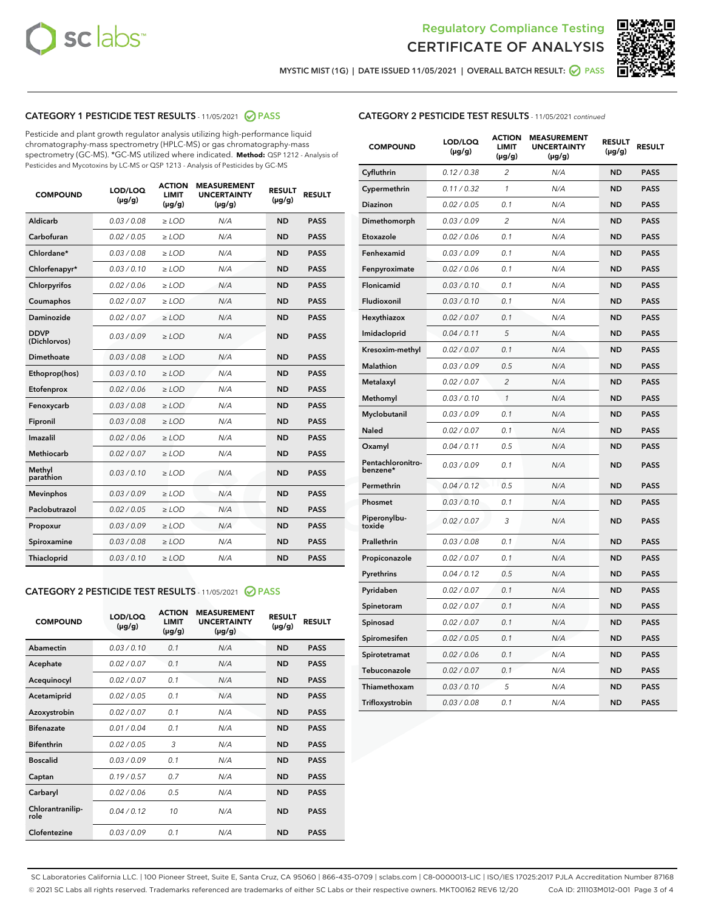Regulatory Compliance Testing
CERTIFICATE OF ANALYSIS

MYSTIC MIST (1G) | DATE ISSUED 11/05/2021 | OVERALL BATCH RESULT: PASS

## CATEGORY 1 PESTICIDE TEST RESULTS - 11/05/2021 PASS

Pesticide and plant growth regulator analysis utilizing high-performance liquid chromatography-mass spectrometry (HPLC-MS) or gas chromatography-mass spectrometry (GC-MS). *GC-MS utilized where indicated. **Method:** QSP 1212 - Analysis of Pesticides and Mycotoxins by LC-MS or QSP 1213 - Analysis of Pesticides by GC-MS

| COMPOUND | LOD/LOQ (µg/g) | ACTION LIMIT (µg/g) | MEASUREMENT UNCERTAINTY (µg/g) | RESULT (µg/g) | RESULT |
|---|---|---|---|---|---|
| Aldicarb | 0.03 / 0.08 | ≥ LOD | N/A | ND | PASS |
| Carbofuran | 0.02 / 0.05 | ≥ LOD | N/A | ND | PASS |
| Chlordane* | 0.03 / 0.08 | ≥ LOD | N/A | ND | PASS |
| Chlorfenapyr* | 0.03 / 0.10 | ≥ LOD | N/A | ND | PASS |
| Chlorpyrifos | 0.02 / 0.06 | ≥ LOD | N/A | ND | PASS |
| Coumaphos | 0.02 / 0.07 | ≥ LOD | N/A | ND | PASS |
| Daminozide | 0.02 / 0.07 | ≥ LOD | N/A | ND | PASS |
| DDVP (Dichlorvos) | 0.03 / 0.09 | ≥ LOD | N/A | ND | PASS |
| Dimethoate | 0.03 / 0.08 | ≥ LOD | N/A | ND | PASS |
| Ethoprop(hos) | 0.03 / 0.10 | ≥ LOD | N/A | ND | PASS |
| Etofenprox | 0.02 / 0.06 | ≥ LOD | N/A | ND | PASS |
| Fenoxycarb | 0.03 / 0.08 | ≥ LOD | N/A | ND | PASS |
| Fipronil | 0.03 / 0.08 | ≥ LOD | N/A | ND | PASS |
| Imazalil | 0.02 / 0.06 | ≥ LOD | N/A | ND | PASS |
| Methiocarb | 0.02 / 0.07 | ≥ LOD | N/A | ND | PASS |
| Methyl parathion | 0.03 / 0.10 | ≥ LOD | N/A | ND | PASS |
| Mevinphos | 0.03 / 0.09 | ≥ LOD | N/A | ND | PASS |
| Paclobutrazol | 0.02 / 0.05 | ≥ LOD | N/A | ND | PASS |
| Propoxur | 0.03 / 0.09 | ≥ LOD | N/A | ND | PASS |
| Spiroxamine | 0.03 / 0.08 | ≥ LOD | N/A | ND | PASS |
| Thiacloprid | 0.03 / 0.10 | ≥ LOD | N/A | ND | PASS |

## CATEGORY 2 PESTICIDE TEST RESULTS - 11/05/2021 PASS

| COMPOUND | LOD/LOQ (µg/g) | ACTION LIMIT (µg/g) | MEASUREMENT UNCERTAINTY (µg/g) | RESULT (µg/g) | RESULT |
|---|---|---|---|---|---|
| Abamectin | 0.03 / 0.10 | 0.1 | N/A | ND | PASS |
| Acephate | 0.02 / 0.07 | 0.1 | N/A | ND | PASS |
| Acequinocyl | 0.02 / 0.07 | 0.1 | N/A | ND | PASS |
| Acetamiprid | 0.02 / 0.05 | 0.1 | N/A | ND | PASS |
| Azoxystrobin | 0.02 / 0.07 | 0.1 | N/A | ND | PASS |
| Bifenazate | 0.01 / 0.04 | 0.1 | N/A | ND | PASS |
| Bifenthrin | 0.02 / 0.05 | 3 | N/A | ND | PASS |
| Boscalid | 0.03 / 0.09 | 0.1 | N/A | ND | PASS |
| Captan | 0.19 / 0.57 | 0.7 | N/A | ND | PASS |
| Carbaryl | 0.02 / 0.06 | 0.5 | N/A | ND | PASS |
| Chlorantraniliprole | 0.04 / 0.12 | 10 | N/A | ND | PASS |
| Clofentezine | 0.03 / 0.09 | 0.1 | N/A | ND | PASS |
| Cyfluthrin | 0.12 / 0.38 | 2 | N/A | ND | PASS |
| Cypermethrin | 0.11 / 0.32 | 1 | N/A | ND | PASS |
| Diazinon | 0.02 / 0.05 | 0.1 | N/A | ND | PASS |
| Dimethomorph | 0.03 / 0.09 | 2 | N/A | ND | PASS |
| Etoxazole | 0.02 / 0.06 | 0.1 | N/A | ND | PASS |
| Fenhexamid | 0.03 / 0.09 | 0.1 | N/A | ND | PASS |
| Fenpyroximate | 0.02 / 0.06 | 0.1 | N/A | ND | PASS |
| Flonicamid | 0.03 / 0.10 | 0.1 | N/A | ND | PASS |
| Fludioxonil | 0.03 / 0.10 | 0.1 | N/A | ND | PASS |
| Hexythiazox | 0.02 / 0.07 | 0.1 | N/A | ND | PASS |
| Imidacloprid | 0.04 / 0.11 | 5 | N/A | ND | PASS |
| Kresoxim-methyl | 0.02 / 0.07 | 0.1 | N/A | ND | PASS |
| Malathion | 0.03 / 0.09 | 0.5 | N/A | ND | PASS |
| Metalaxyl | 0.02 / 0.07 | 2 | N/A | ND | PASS |
| Methomyl | 0.03 / 0.10 | 1 | N/A | ND | PASS |
| Myclobutanil | 0.03 / 0.09 | 0.1 | N/A | ND | PASS |
| Naled | 0.02 / 0.07 | 0.1 | N/A | ND | PASS |
| Oxamyl | 0.04 / 0.11 | 0.5 | N/A | ND | PASS |
| Pentachloronitrobenzene* | 0.03 / 0.09 | 0.1 | N/A | ND | PASS |
| Permethrin | 0.04 / 0.12 | 0.5 | N/A | ND | PASS |
| Phosmet | 0.03 / 0.10 | 0.1 | N/A | ND | PASS |
| Piperonylbutoxide | 0.02 / 0.07 | 3 | N/A | ND | PASS |
| Prallethrin | 0.03 / 0.08 | 0.1 | N/A | ND | PASS |
| Propiconazole | 0.02 / 0.07 | 0.1 | N/A | ND | PASS |
| Pyrethrins | 0.04 / 0.12 | 0.5 | N/A | ND | PASS |
| Pyridaben | 0.02 / 0.07 | 0.1 | N/A | ND | PASS |
| Spinetoram | 0.02 / 0.07 | 0.1 | N/A | ND | PASS |
| Spinosad | 0.02 / 0.07 | 0.1 | N/A | ND | PASS |
| Spiromesifen | 0.02 / 0.05 | 0.1 | N/A | ND | PASS |
| Spirotetramat | 0.02 / 0.06 | 0.1 | N/A | ND | PASS |
| Tebuconazole | 0.02 / 0.07 | 0.1 | N/A | ND | PASS |
| Thiamethoxam | 0.03 / 0.10 | 5 | N/A | ND | PASS |
| Trifloxystrobin | 0.03 / 0.08 | 0.1 | N/A | ND | PASS |

SC Laboratories California LLC. | 100 Pioneer Street, Suite E, Santa Cruz, CA 95060 | 866-435-0709 | sclabs.com | C8-0000013-LIC | ISO/IES 17025:2017 PJLA Accreditation Number 87168
© 2021 SC Labs all rights reserved. Trademarks referenced are trademarks of either SC Labs or their respective owners. MKT00162 REV6 12/20 CoA ID: 211103M012-001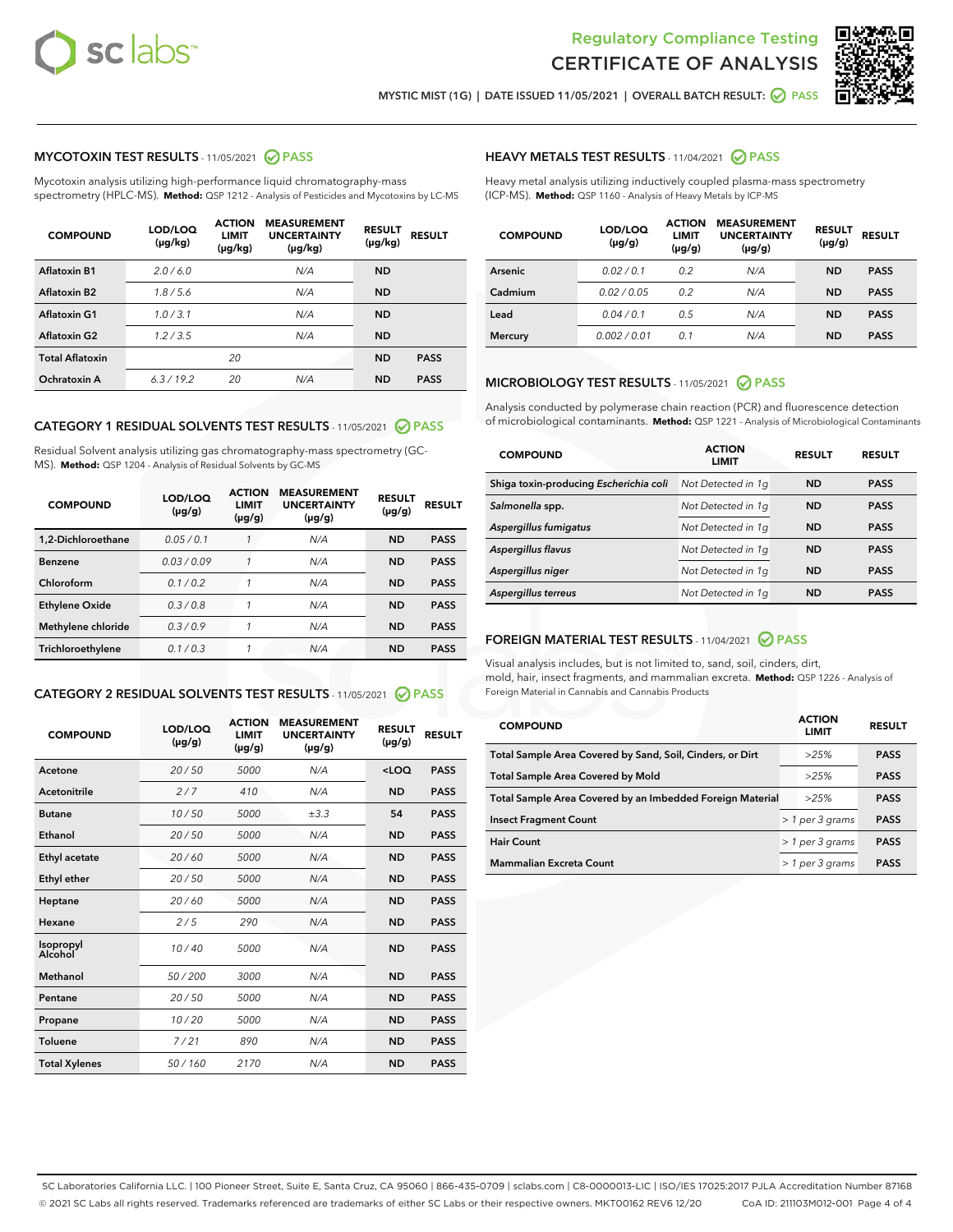Regulatory Compliance Testing
# CERTIFICATE OF ANALYSIS

MYSTIC MIST (1G) | DATE ISSUED 11/05/2021 | OVERALL BATCH RESULT: PASS

## MYCOTOXIN TEST RESULTS - 11/05/2021 PASS

Mycotoxin analysis utilizing high-performance liquid chromatography-mass spectrometry (HPLC-MS). **Method:** QSP 1212 - Analysis of Pesticides and Mycotoxins by LC-MS

| COMPOUND | LOD/LOQ (μg/kg) | ACTION LIMIT (μg/kg) | MEASUREMENT UNCERTAINTY (μg/kg) | RESULT (μg/kg) | RESULT |
|---|---|---|---|---|---|
| Aflatoxin B1 | 2.0 / 6.0 | | N/A | ND | |
| Aflatoxin B2 | 1.8 / 5.6 | | N/A | ND | |
| Aflatoxin G1 | 1.0 / 3.1 | | N/A | ND | |
| Aflatoxin G2 | 1.2 / 3.5 | | N/A | ND | |
| Total Aflatoxin | | 20 | | ND | PASS |
| Ochratoxin A | 6.3 / 19.2 | 20 | N/A | ND | PASS |

## CATEGORY 1 RESIDUAL SOLVENTS TEST RESULTS - 11/05/2021 PASS

Residual Solvent analysis utilizing gas chromatography-mass spectrometry (GC-MS). **Method:** QSP 1204 - Analysis of Residual Solvents by GC-MS

| COMPOUND | LOD/LOQ (μg/g) | ACTION LIMIT (μg/g) | MEASUREMENT UNCERTAINTY (μg/g) | RESULT (μg/g) | RESULT |
|---|---|---|---|---|---|
| 1,2-Dichloroethane | 0.05 / 0.1 | 1 | N/A | ND | PASS |
| Benzene | 0.03 / 0.09 | 1 | N/A | ND | PASS |
| Chloroform | 0.1 / 0.2 | 1 | N/A | ND | PASS |
| Ethylene Oxide | 0.3 / 0.8 | 1 | N/A | ND | PASS |
| Methylene chloride | 0.3 / 0.9 | 1 | N/A | ND | PASS |
| Trichloroethylene | 0.1 / 0.3 | 1 | N/A | ND | PASS |

## CATEGORY 2 RESIDUAL SOLVENTS TEST RESULTS - 11/05/2021 PASS

| COMPOUND | LOD/LOQ (μg/g) | ACTION LIMIT (μg/g) | MEASUREMENT UNCERTAINTY (μg/g) | RESULT (μg/g) | RESULT |
|---|---|---|---|---|---|
| Acetone | 20 / 50 | 5000 | N/A | <LOQ | PASS |
| Acetonitrile | 2 / 7 | 410 | N/A | ND | PASS |
| Butane | 10 / 50 | 5000 | ±3.3 | 54 | PASS |
| Ethanol | 20 / 50 | 5000 | N/A | ND | PASS |
| Ethyl acetate | 20 / 60 | 5000 | N/A | ND | PASS |
| Ethyl ether | 20 / 50 | 5000 | N/A | ND | PASS |
| Heptane | 20 / 60 | 5000 | N/A | ND | PASS |
| Hexane | 2 / 5 | 290 | N/A | ND | PASS |
| Isopropyl Alcohol | 10 / 40 | 5000 | N/A | ND | PASS |
| Methanol | 50 / 200 | 3000 | N/A | ND | PASS |
| Pentane | 20 / 50 | 5000 | N/A | ND | PASS |
| Propane | 10 / 20 | 5000 | N/A | ND | PASS |
| Toluene | 7 / 21 | 890 | N/A | ND | PASS |
| Total Xylenes | 50 / 160 | 2170 | N/A | ND | PASS |

## HEAVY METALS TEST RESULTS - 11/04/2021 PASS

Heavy metal analysis utilizing inductively coupled plasma-mass spectrometry (ICP-MS). **Method:** QSP 1160 - Analysis of Heavy Metals by ICP-MS

| COMPOUND | LOD/LOQ (μg/g) | ACTION LIMIT (μg/g) | MEASUREMENT UNCERTAINTY (μg/g) | RESULT (μg/g) | RESULT |
|---|---|---|---|---|---|
| Arsenic | 0.02 / 0.1 | 0.2 | N/A | ND | PASS |
| Cadmium | 0.02 / 0.05 | 0.2 | N/A | ND | PASS |
| Lead | 0.04 / 0.1 | 0.5 | N/A | ND | PASS |
| Mercury | 0.002 / 0.01 | 0.1 | N/A | ND | PASS |

## MICROBIOLOGY TEST RESULTS - 11/05/2021 PASS

Analysis conducted by polymerase chain reaction (PCR) and fluorescence detection of microbiological contaminants. **Method:** QSP 1221 - Analysis of Microbiological Contaminants

| COMPOUND | ACTION LIMIT | RESULT | RESULT |
|---|---|---|---|
| Shiga toxin-producing *Escherichia coli* | Not Detected in 1g | ND | PASS |
| *Salmonella* spp. | Not Detected in 1g | ND | PASS |
| *Aspergillus fumigatus* | Not Detected in 1g | ND | PASS |
| *Aspergillus flavus* | Not Detected in 1g | ND | PASS |
| *Aspergillus niger* | Not Detected in 1g | ND | PASS |
| *Aspergillus terreus* | Not Detected in 1g | ND | PASS |

## FOREIGN MATERIAL TEST RESULTS - 11/04/2021 PASS

Visual analysis includes, but is not limited to, sand, soil, cinders, dirt, mold, hair, insect fragments, and mammalian excreta. **Method:** QSP 1226 - Analysis of Foreign Material in Cannabis and Cannabis Products

| COMPOUND | ACTION LIMIT | RESULT |
|---|---|---|
| Total Sample Area Covered by Sand, Soil, Cinders, or Dirt | >25% | PASS |
| Total Sample Area Covered by Mold | >25% | PASS |
| Total Sample Area Covered by an Imbedded Foreign Material | >25% | PASS |
| Insect Fragment Count | > 1 per 3 grams | PASS |
| Hair Count | > 1 per 3 grams | PASS |
| Mammalian Excreta Count | > 1 per 3 grams | PASS |

SC Laboratories California LLC. | 100 Pioneer Street, Suite E, Santa Cruz, CA 95060 | 866-435-0709 | sclabs.com | C8-0000013-LIC | ISO/IES 17025:2017 PJLA Accreditation Number 87168
© 2021 SC Labs all rights reserved. Trademarks referenced are trademarks of either SC Labs or their respective owners. MKT00162 REV6 12/20 CoA ID: 211103M012-001